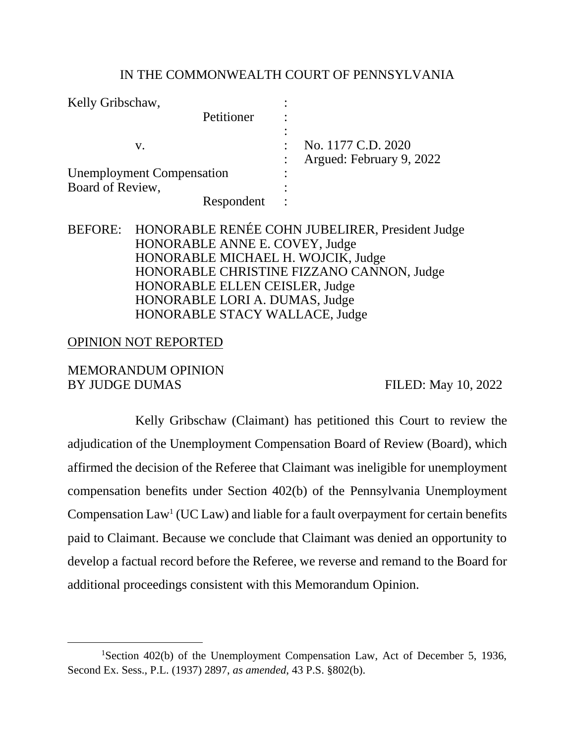IN THE COMMONWEALTH COURT OF PENNSYLVANIA

| | | |
|---|---|---|
| Kelly Gribschaw, | : | |
| Petitioner | : | |
| | : | |
| v. | : | No. 1177 C.D. 2020 |
| | : | Argued: February 9, 2022 |
| Unemployment Compensation | : | |
| Board of Review, | : | |
| Respondent | : | |

BEFORE: HONORABLE RENÉE COHN JUBELIRER, President Judge
HONORABLE ANNE E. COVEY, Judge
HONORABLE MICHAEL H. WOJCIK, Judge
HONORABLE CHRISTINE FIZZANO CANNON, Judge
HONORABLE ELLEN CEISLER, Judge
HONORABLE LORI A. DUMAS, Judge
HONORABLE STACY WALLACE, Judge

OPINION NOT REPORTED

MEMORANDUM OPINION
BY JUDGE DUMAS FILED: May 10, 2022

Kelly Gribschaw (Claimant) has petitioned this Court to review the adjudication of the Unemployment Compensation Board of Review (Board), which affirmed the decision of the Referee that Claimant was ineligible for unemployment compensation benefits under Section 402(b) of the Pennsylvania Unemployment Compensation Law[1] (UC Law) and liable for a fault overpayment for certain benefits paid to Claimant. Because we conclude that Claimant was denied an opportunity to develop a factual record before the Referee, we reverse and remand to the Board for additional proceedings consistent with this Memorandum Opinion.

---

[1]Section 402(b) of the Unemployment Compensation Law, Act of December 5, 1936, Second Ex. Sess., P.L. (1937) 2897, *as amended*, 43 P.S. §802(b).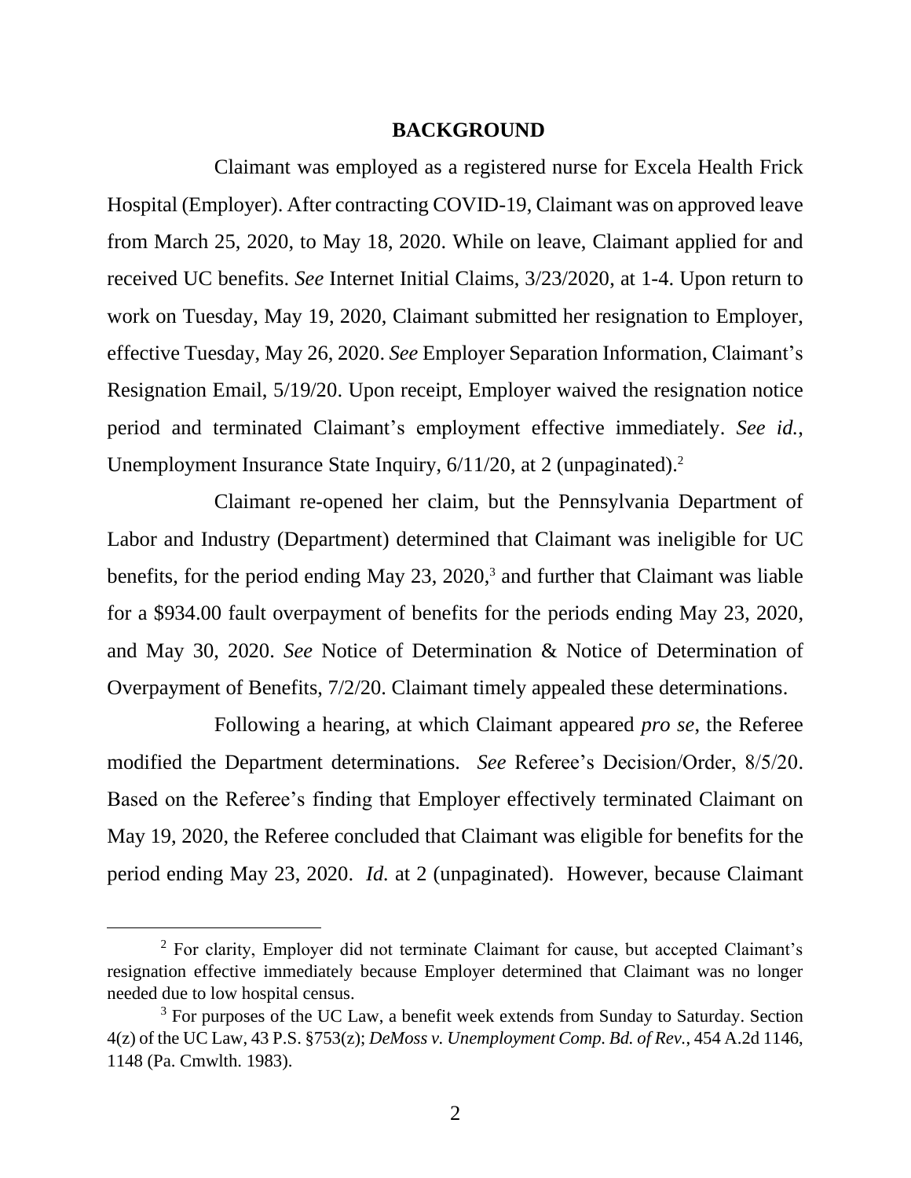## BACKGROUND

Claimant was employed as a registered nurse for Excela Health Frick Hospital (Employer). After contracting COVID-19, Claimant was on approved leave from March 25, 2020, to May 18, 2020. While on leave, Claimant applied for and received UC benefits. *See* Internet Initial Claims, 3/23/2020, at 1-4. Upon return to work on Tuesday, May 19, 2020, Claimant submitted her resignation to Employer, effective Tuesday, May 26, 2020. *See* Employer Separation Information, Claimant's Resignation Email, 5/19/20. Upon receipt, Employer waived the resignation notice period and terminated Claimant's employment effective immediately. *See id.*, Unemployment Insurance State Inquiry, 6/11/20, at 2 (unpaginated).[2]

Claimant re-opened her claim, but the Pennsylvania Department of Labor and Industry (Department) determined that Claimant was ineligible for UC benefits, for the period ending May 23, 2020,[3] and further that Claimant was liable for a $934.00 fault overpayment of benefits for the periods ending May 23, 2020, and May 30, 2020. *See* Notice of Determination & Notice of Determination of Overpayment of Benefits, 7/2/20. Claimant timely appealed these determinations.

Following a hearing, at which Claimant appeared *pro se*, the Referee modified the Department determinations. *See* Referee's Decision/Order, 8/5/20. Based on the Referee's finding that Employer effectively terminated Claimant on May 19, 2020, the Referee concluded that Claimant was eligible for benefits for the period ending May 23, 2020. *Id.* at 2 (unpaginated). However, because Claimant

---

[2] For clarity, Employer did not terminate Claimant for cause, but accepted Claimant's resignation effective immediately because Employer determined that Claimant was no longer needed due to low hospital census.

[3] For purposes of the UC Law, a benefit week extends from Sunday to Saturday. Section 4(z) of the UC Law, 43 P.S. §753(z); *DeMoss v. Unemployment Comp. Bd. of Rev.*, 454 A.2d 1146, 1148 (Pa. Cmwlth. 1983).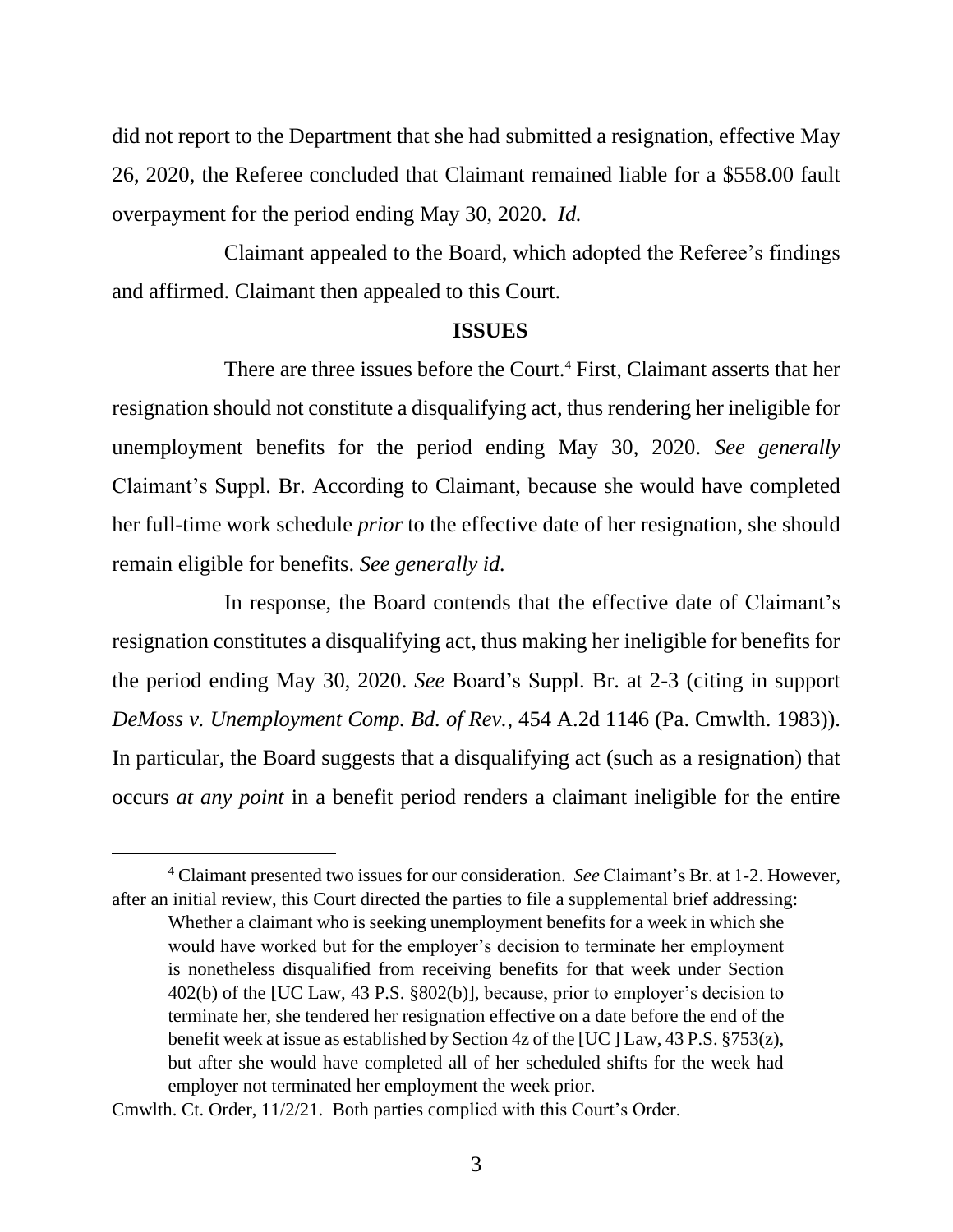did not report to the Department that she had submitted a resignation, effective May 26, 2020, the Referee concluded that Claimant remained liable for a $558.00 fault overpayment for the period ending May 30, 2020. *Id.*

Claimant appealed to the Board, which adopted the Referee's findings and affirmed. Claimant then appealed to this Court.

**ISSUES**

There are three issues before the Court.[4] First, Claimant asserts that her resignation should not constitute a disqualifying act, thus rendering her ineligible for unemployment benefits for the period ending May 30, 2020. *See generally* Claimant's Suppl. Br. According to Claimant, because she would have completed her full-time work schedule *prior* to the effective date of her resignation, she should remain eligible for benefits. *See generally id.*

In response, the Board contends that the effective date of Claimant's resignation constitutes a disqualifying act, thus making her ineligible for benefits for the period ending May 30, 2020. *See* Board's Suppl. Br. at 2-3 (citing in support *DeMoss v. Unemployment Comp. Bd. of Rev.*, 454 A.2d 1146 (Pa. Cmwlth. 1983)). In particular, the Board suggests that a disqualifying act (such as a resignation) that occurs *at any point* in a benefit period renders a claimant ineligible for the entire

---

[4] Claimant presented two issues for our consideration. *See* Claimant's Br. at 1-2. However, after an initial review, this Court directed the parties to file a supplemental brief addressing:

> Whether a claimant who is seeking unemployment benefits for a week in which she would have worked but for the employer's decision to terminate her employment is nonetheless disqualified from receiving benefits for that week under Section 402(b) of the [UC Law, 43 P.S. §802(b)], because, prior to employer's decision to terminate her, she tendered her resignation effective on a date before the end of the benefit week at issue as established by Section 4z of the [UC ] Law, 43 P.S. §753(z), but after she would have completed all of her scheduled shifts for the week had employer not terminated her employment the week prior.

Cmwlth. Ct. Order, 11/2/21. Both parties complied with this Court's Order.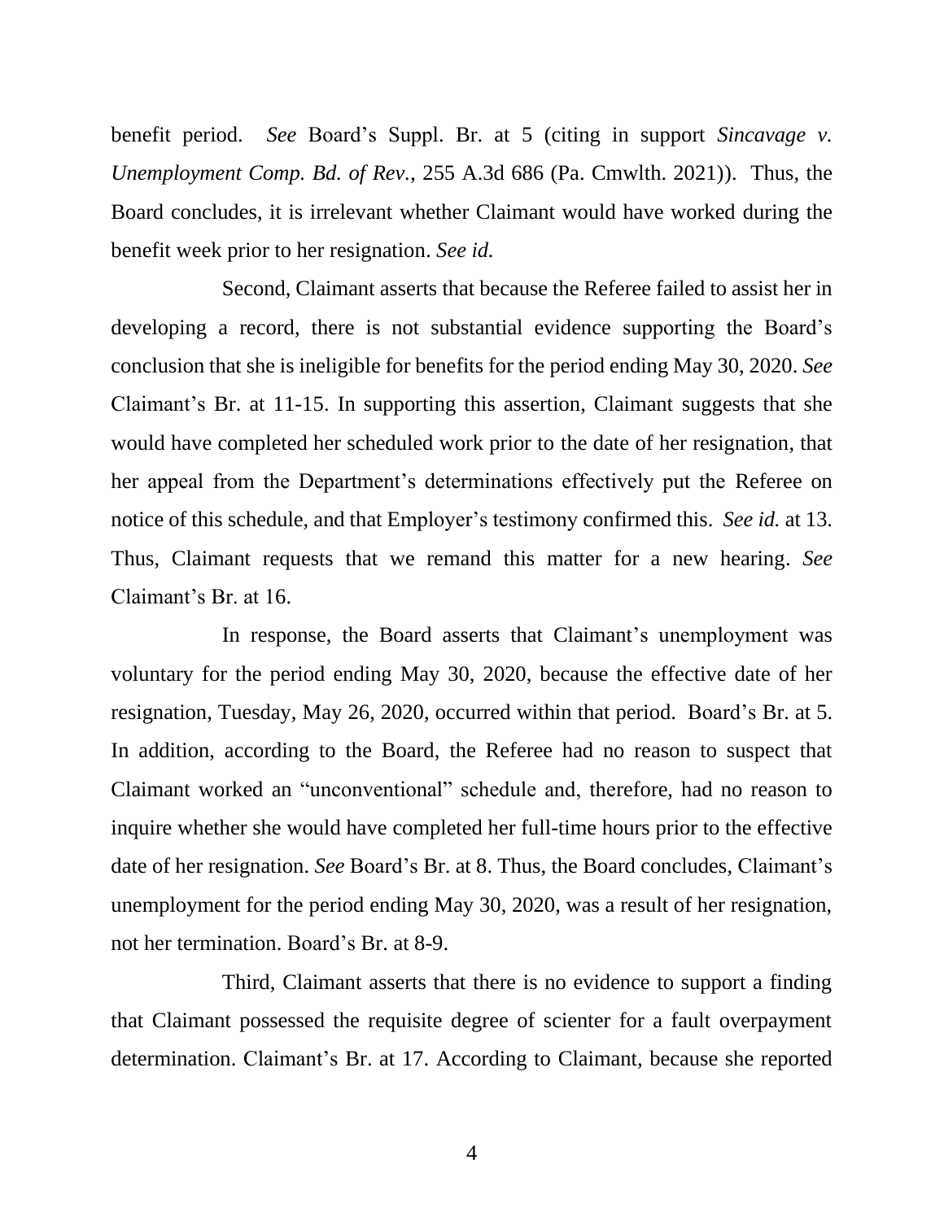benefit period. *See* Board's Suppl. Br. at 5 (citing in support *Sincavage v. Unemployment Comp. Bd. of Rev.*, 255 A.3d 686 (Pa. Cmwlth. 2021)). Thus, the Board concludes, it is irrelevant whether Claimant would have worked during the benefit week prior to her resignation. *See id.*

Second, Claimant asserts that because the Referee failed to assist her in developing a record, there is not substantial evidence supporting the Board's conclusion that she is ineligible for benefits for the period ending May 30, 2020. *See* Claimant's Br. at 11-15. In supporting this assertion, Claimant suggests that she would have completed her scheduled work prior to the date of her resignation, that her appeal from the Department's determinations effectively put the Referee on notice of this schedule, and that Employer's testimony confirmed this. *See id.* at 13. Thus, Claimant requests that we remand this matter for a new hearing. *See* Claimant's Br. at 16.

In response, the Board asserts that Claimant's unemployment was voluntary for the period ending May 30, 2020, because the effective date of her resignation, Tuesday, May 26, 2020, occurred within that period. Board's Br. at 5. In addition, according to the Board, the Referee had no reason to suspect that Claimant worked an "unconventional" schedule and, therefore, had no reason to inquire whether she would have completed her full-time hours prior to the effective date of her resignation. *See* Board's Br. at 8. Thus, the Board concludes, Claimant's unemployment for the period ending May 30, 2020, was a result of her resignation, not her termination. Board's Br. at 8-9.

Third, Claimant asserts that there is no evidence to support a finding that Claimant possessed the requisite degree of scienter for a fault overpayment determination. Claimant's Br. at 17. According to Claimant, because she reported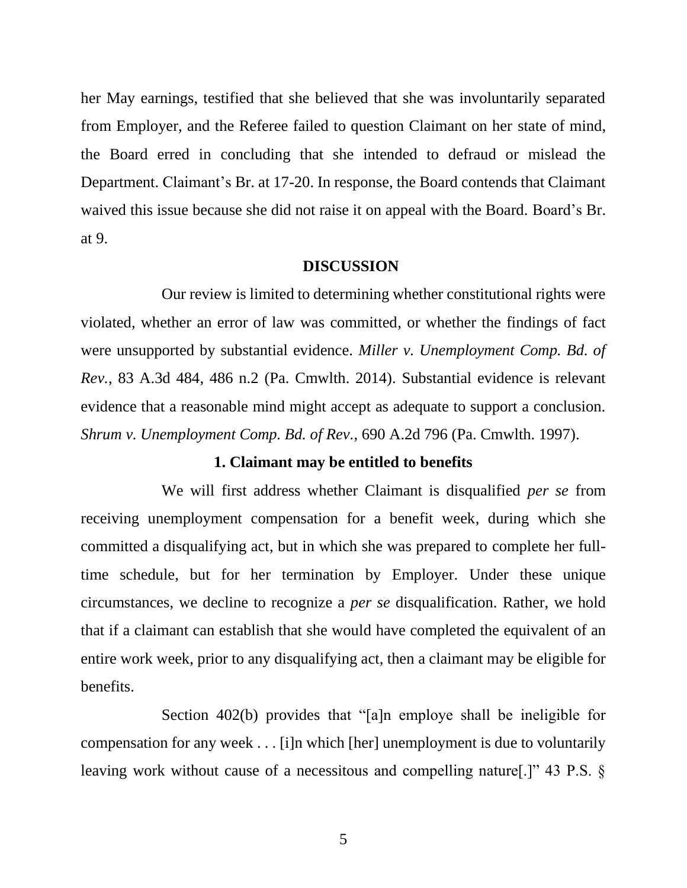her May earnings, testified that she believed that she was involuntarily separated from Employer, and the Referee failed to question Claimant on her state of mind, the Board erred in concluding that she intended to defraud or mislead the Department. Claimant's Br. at 17-20. In response, the Board contends that Claimant waived this issue because she did not raise it on appeal with the Board. Board's Br. at 9.

## DISCUSSION

Our review is limited to determining whether constitutional rights were violated, whether an error of law was committed, or whether the findings of fact were unsupported by substantial evidence. *Miller v. Unemployment Comp. Bd. of Rev.*, 83 A.3d 484, 486 n.2 (Pa. Cmwlth. 2014). Substantial evidence is relevant evidence that a reasonable mind might accept as adequate to support a conclusion. *Shrum v. Unemployment Comp. Bd. of Rev.*, 690 A.2d 796 (Pa. Cmwlth. 1997).

### 1. Claimant may be entitled to benefits

We will first address whether Claimant is disqualified *per se* from receiving unemployment compensation for a benefit week, during which she committed a disqualifying act, but in which she was prepared to complete her full-time schedule, but for her termination by Employer. Under these unique circumstances, we decline to recognize a *per se* disqualification. Rather, we hold that if a claimant can establish that she would have completed the equivalent of an entire work week, prior to any disqualifying act, then a claimant may be eligible for benefits.

Section 402(b) provides that "[a]n employe shall be ineligible for compensation for any week . . . [i]n which [her] unemployment is due to voluntarily leaving work without cause of a necessitous and compelling nature[.]" 43 P.S. §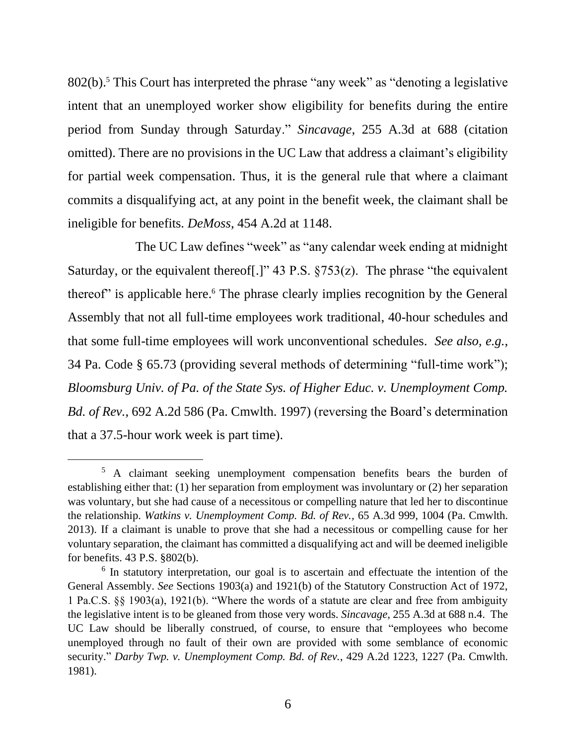802(b).[5] This Court has interpreted the phrase "any week" as "denoting a legislative intent that an unemployed worker show eligibility for benefits during the entire period from Sunday through Saturday." *Sincavage*, 255 A.3d at 688 (citation omitted). There are no provisions in the UC Law that address a claimant's eligibility for partial week compensation. Thus, it is the general rule that where a claimant commits a disqualifying act, at any point in the benefit week, the claimant shall be ineligible for benefits. *DeMoss*, 454 A.2d at 1148.

The UC Law defines "week" as "any calendar week ending at midnight Saturday, or the equivalent thereof[.]" 43 P.S. §753(z). The phrase "the equivalent thereof" is applicable here.[6] The phrase clearly implies recognition by the General Assembly that not all full-time employees work traditional, 40-hour schedules and that some full-time employees will work unconventional schedules. *See also, e.g.*, 34 Pa. Code § 65.73 (providing several methods of determining "full-time work"); *Bloomsburg Univ. of Pa. of the State Sys. of Higher Educ. v. Unemployment Comp. Bd. of Rev.*, 692 A.2d 586 (Pa. Cmwlth. 1997) (reversing the Board's determination that a 37.5-hour work week is part time).

---

[5] A claimant seeking unemployment compensation benefits bears the burden of establishing either that: (1) her separation from employment was involuntary or (2) her separation was voluntary, but she had cause of a necessitous or compelling nature that led her to discontinue the relationship. *Watkins v. Unemployment Comp. Bd. of Rev.*, 65 A.3d 999, 1004 (Pa. Cmwlth. 2013). If a claimant is unable to prove that she had a necessitous or compelling cause for her voluntary separation, the claimant has committed a disqualifying act and will be deemed ineligible for benefits. 43 P.S. §802(b).

[6] In statutory interpretation, our goal is to ascertain and effectuate the intention of the General Assembly. *See* Sections 1903(a) and 1921(b) of the Statutory Construction Act of 1972, 1 Pa.C.S. §§ 1903(a), 1921(b). "Where the words of a statute are clear and free from ambiguity the legislative intent is to be gleaned from those very words. *Sincavage*, 255 A.3d at 688 n.4. The UC Law should be liberally construed, of course, to ensure that "employees who become unemployed through no fault of their own are provided with some semblance of economic security." *Darby Twp. v. Unemployment Comp. Bd. of Rev.*, 429 A.2d 1223, 1227 (Pa. Cmwlth. 1981).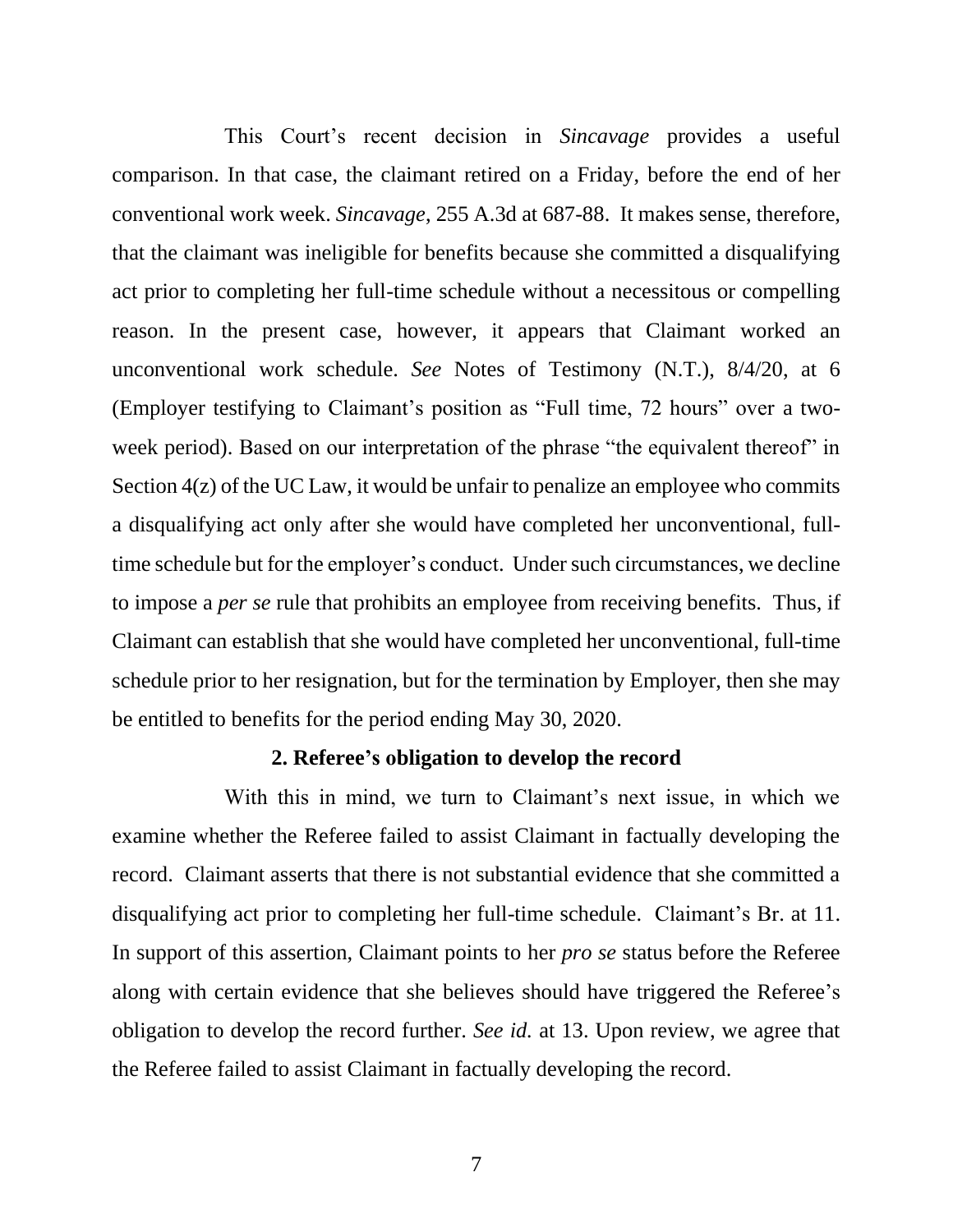This Court's recent decision in *Sincavage* provides a useful comparison. In that case, the claimant retired on a Friday, before the end of her conventional work week. *Sincavage*, 255 A.3d at 687-88. It makes sense, therefore, that the claimant was ineligible for benefits because she committed a disqualifying act prior to completing her full-time schedule without a necessitous or compelling reason. In the present case, however, it appears that Claimant worked an unconventional work schedule. *See* Notes of Testimony (N.T.), 8/4/20, at 6 (Employer testifying to Claimant's position as "Full time, 72 hours" over a two-week period). Based on our interpretation of the phrase "the equivalent thereof" in Section 4(z) of the UC Law, it would be unfair to penalize an employee who commits a disqualifying act only after she would have completed her unconventional, full-time schedule but for the employer's conduct. Under such circumstances, we decline to impose a *per se* rule that prohibits an employee from receiving benefits. Thus, if Claimant can establish that she would have completed her unconventional, full-time schedule prior to her resignation, but for the termination by Employer, then she may be entitled to benefits for the period ending May 30, 2020.

**2. Referee's obligation to develop the record**

With this in mind, we turn to Claimant's next issue, in which we examine whether the Referee failed to assist Claimant in factually developing the record. Claimant asserts that there is not substantial evidence that she committed a disqualifying act prior to completing her full-time schedule. Claimant's Br. at 11. In support of this assertion, Claimant points to her *pro se* status before the Referee along with certain evidence that she believes should have triggered the Referee's obligation to develop the record further. *See id.* at 13. Upon review, we agree that the Referee failed to assist Claimant in factually developing the record.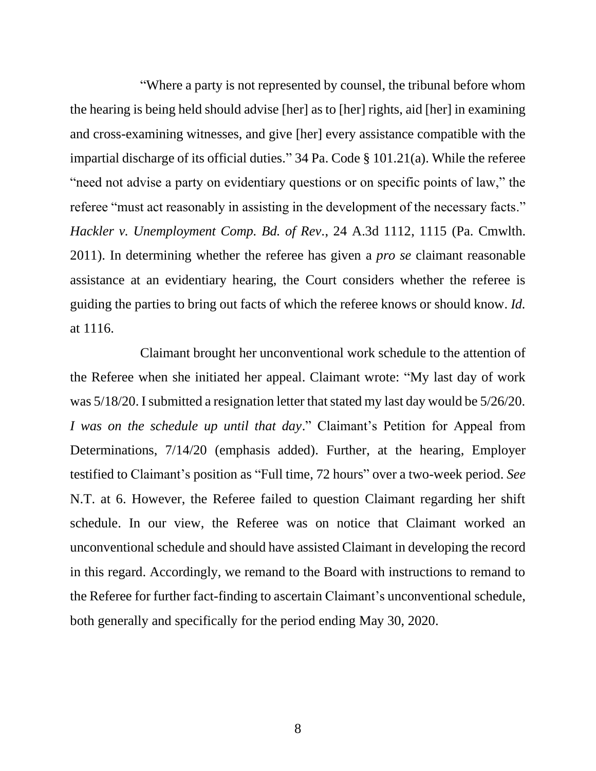"Where a party is not represented by counsel, the tribunal before whom the hearing is being held should advise [her] as to [her] rights, aid [her] in examining and cross-examining witnesses, and give [her] every assistance compatible with the impartial discharge of its official duties." 34 Pa. Code § 101.21(a). While the referee "need not advise a party on evidentiary questions or on specific points of law," the referee "must act reasonably in assisting in the development of the necessary facts." *Hackler v. Unemployment Comp. Bd. of Rev*., 24 A.3d 1112, 1115 (Pa. Cmwlth. 2011). In determining whether the referee has given a *pro se* claimant reasonable assistance at an evidentiary hearing, the Court considers whether the referee is guiding the parties to bring out facts of which the referee knows or should know. *Id.* at 1116.

Claimant brought her unconventional work schedule to the attention of the Referee when she initiated her appeal. Claimant wrote: "My last day of work was 5/18/20. I submitted a resignation letter that stated my last day would be 5/26/20. *I was on the schedule up until that day*." Claimant's Petition for Appeal from Determinations, 7/14/20 (emphasis added). Further, at the hearing, Employer testified to Claimant's position as "Full time, 72 hours" over a two-week period. *See* N.T. at 6. However, the Referee failed to question Claimant regarding her shift schedule. In our view, the Referee was on notice that Claimant worked an unconventional schedule and should have assisted Claimant in developing the record in this regard. Accordingly, we remand to the Board with instructions to remand to the Referee for further fact-finding to ascertain Claimant's unconventional schedule, both generally and specifically for the period ending May 30, 2020.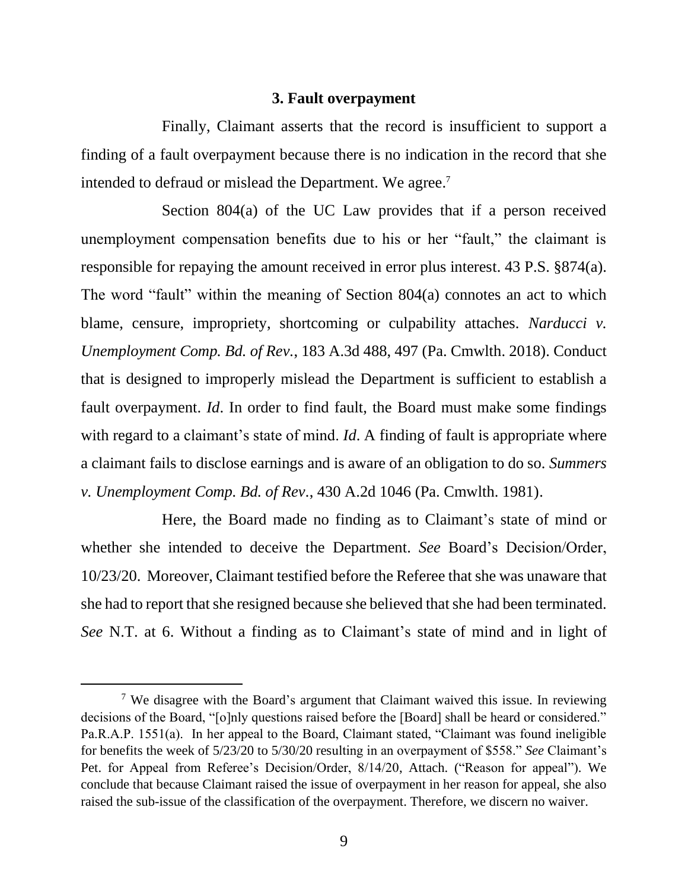### 3. Fault overpayment

Finally, Claimant asserts that the record is insufficient to support a finding of a fault overpayment because there is no indication in the record that she intended to defraud or mislead the Department. We agree.[7]

Section 804(a) of the UC Law provides that if a person received unemployment compensation benefits due to his or her "fault," the claimant is responsible for repaying the amount received in error plus interest. 43 P.S. §874(a). The word "fault" within the meaning of Section 804(a) connotes an act to which blame, censure, impropriety, shortcoming or culpability attaches. *Narducci v. Unemployment Comp. Bd. of Rev.*, 183 A.3d 488, 497 (Pa. Cmwlth. 2018). Conduct that is designed to improperly mislead the Department is sufficient to establish a fault overpayment. *Id*. In order to find fault, the Board must make some findings with regard to a claimant's state of mind. *Id*. A finding of fault is appropriate where a claimant fails to disclose earnings and is aware of an obligation to do so. *Summers v. Unemployment Comp. Bd. of Rev*., 430 A.2d 1046 (Pa. Cmwlth. 1981).

Here, the Board made no finding as to Claimant's state of mind or whether she intended to deceive the Department. *See* Board's Decision/Order, 10/23/20. Moreover, Claimant testified before the Referee that she was unaware that she had to report that she resigned because she believed that she had been terminated. *See* N.T. at 6. Without a finding as to Claimant's state of mind and in light of

---

[7] We disagree with the Board's argument that Claimant waived this issue. In reviewing decisions of the Board, "[o]nly questions raised before the [Board] shall be heard or considered." Pa.R.A.P. 1551(a). In her appeal to the Board, Claimant stated, "Claimant was found ineligible for benefits the week of 5/23/20 to 5/30/20 resulting in an overpayment of $558." *See* Claimant's Pet. for Appeal from Referee's Decision/Order, 8/14/20, Attach. ("Reason for appeal"). We conclude that because Claimant raised the issue of overpayment in her reason for appeal, she also raised the sub-issue of the classification of the overpayment. Therefore, we discern no waiver.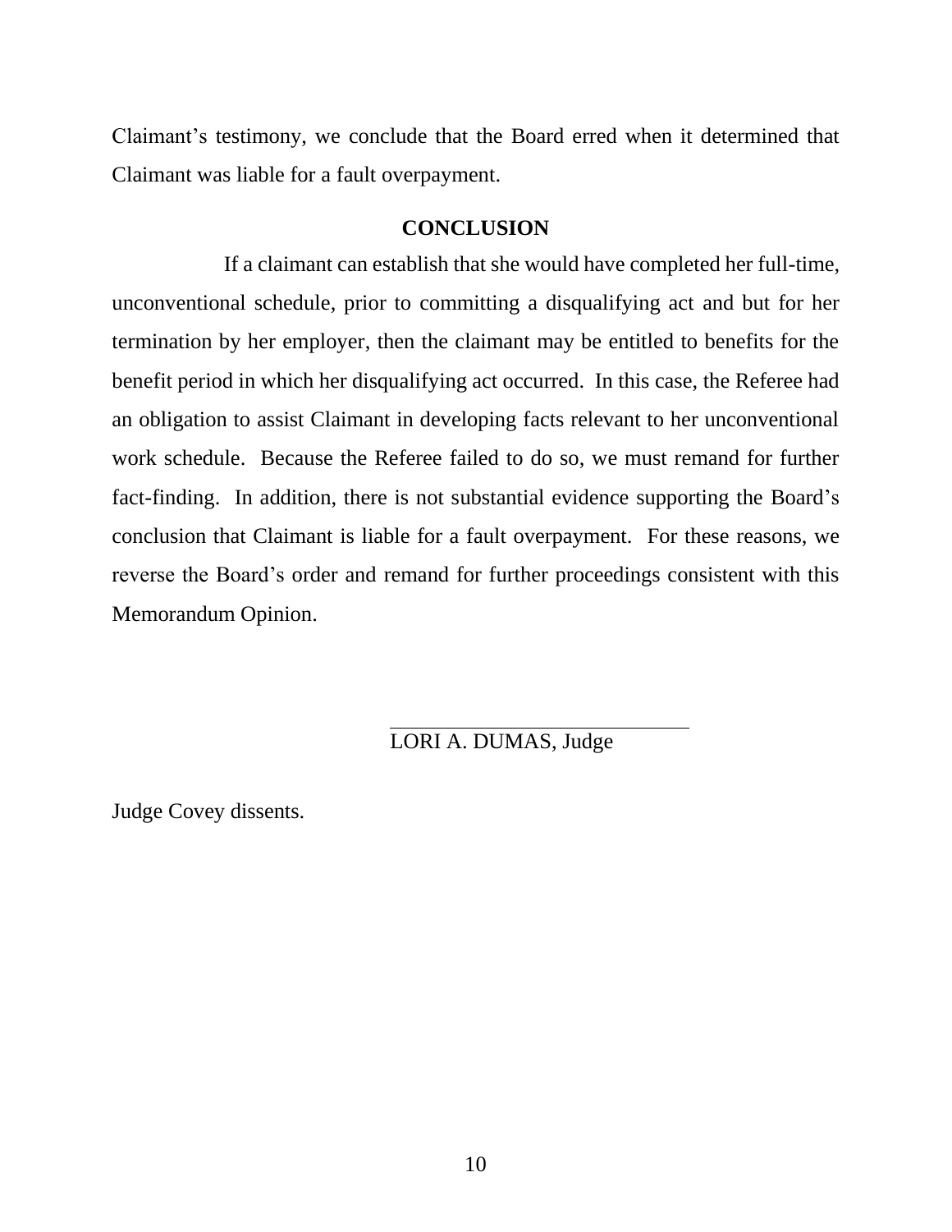Claimant's testimony, we conclude that the Board erred when it determined that Claimant was liable for a fault overpayment.

## CONCLUSION

If a claimant can establish that she would have completed her full-time, unconventional schedule, prior to committing a disqualifying act and but for her termination by her employer, then the claimant may be entitled to benefits for the benefit period in which her disqualifying act occurred. In this case, the Referee had an obligation to assist Claimant in developing facts relevant to her unconventional work schedule. Because the Referee failed to do so, we must remand for further fact-finding. In addition, there is not substantial evidence supporting the Board's conclusion that Claimant is liable for a fault overpayment. For these reasons, we reverse the Board's order and remand for further proceedings consistent with this Memorandum Opinion.

LORI A. DUMAS, Judge

Judge Covey dissents.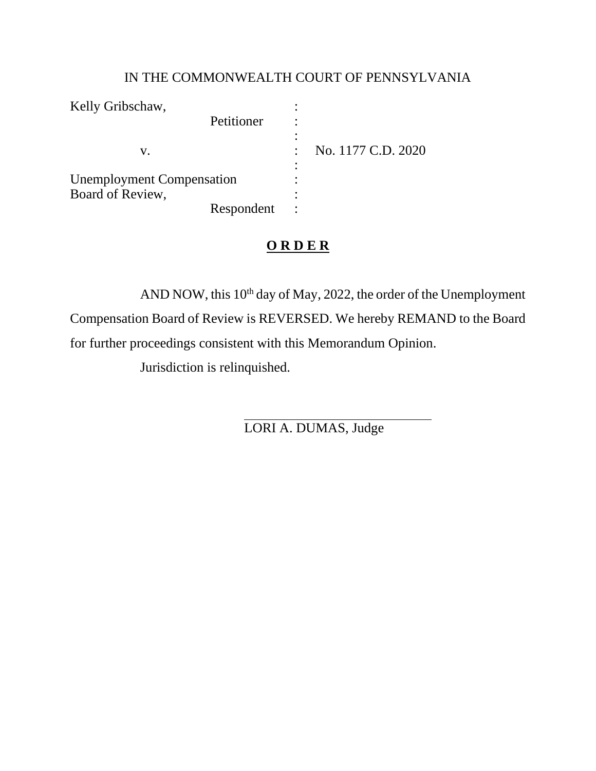IN THE COMMONWEALTH COURT OF PENNSYLVANIA

| | | |
|---|---|---|
| Kelly Gribschaw, Petitioner | : | |
| v. | : | No. 1177 C.D. 2020 |
| Unemployment Compensation Board of Review, Respondent | : | |

## **O R D E R**

AND NOW, this 10th day of May, 2022, the order of the Unemployment Compensation Board of Review is REVERSED. We hereby REMAND to the Board for further proceedings consistent with this Memorandum Opinion.

Jurisdiction is relinquished.

LORI A. DUMAS, Judge